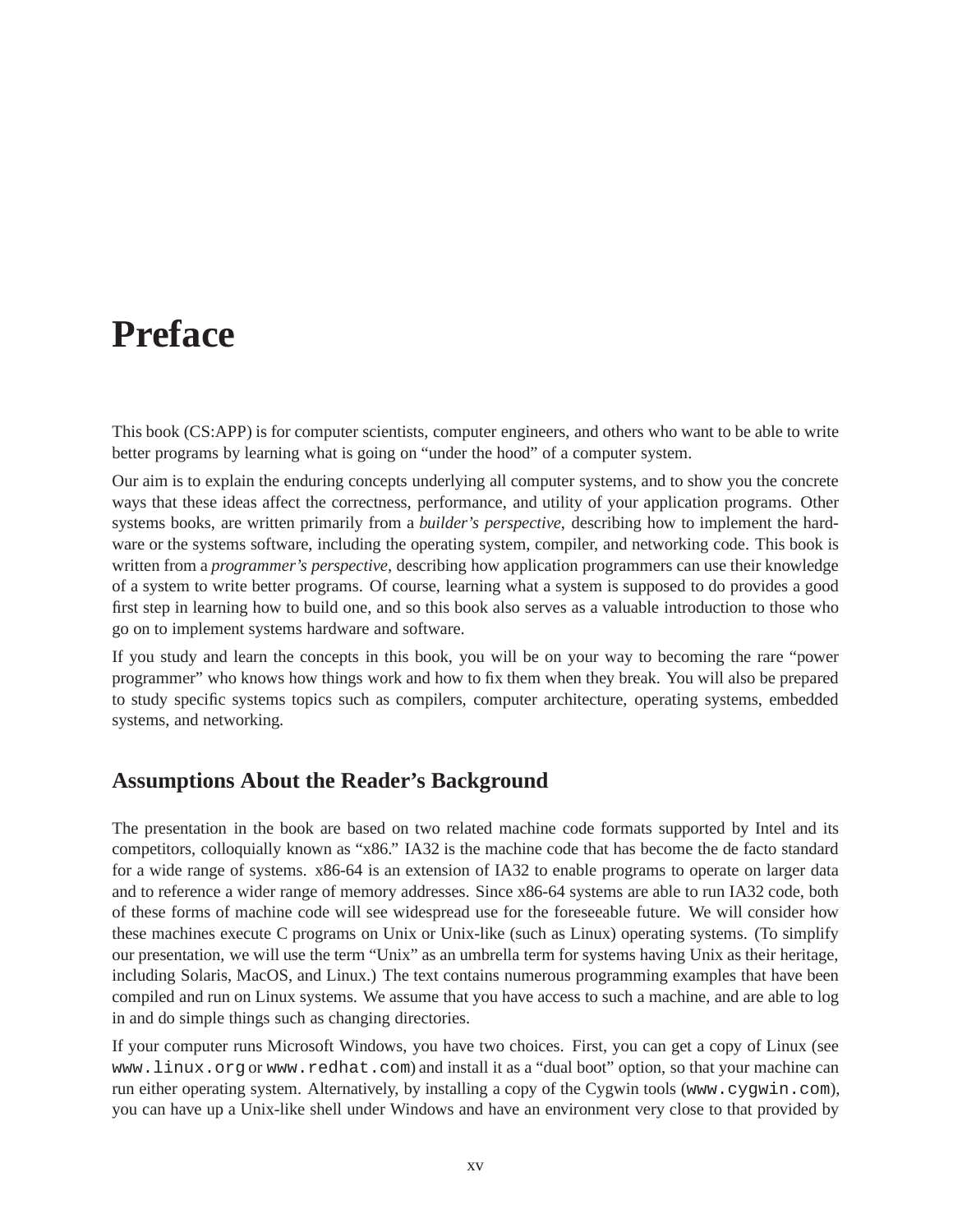# Preface

This book (CS:APP) is for computer scientists, computer engineers, and others who want to be able to write better programs by learning what is going on "under the hood" of a computer system.

Our aim is to explain the enduring concepts underlying all computer systems, and to show you the concrete ways that these ideas affect the correctness, performance, and utility of your application programs. Other systems books, are written primarily from a *builder's perspective*, describing how to implement the hardware or the systems software, including the operating system, compiler, and networking code. This book is written from a *programmer's perspective*, describing how application programmers can use their knowledge of a system to write better programs. Of course, learning what a system is supposed to do provides a good first step in learning how to build one, and so this book also serves as a valuable introduction to those who go on to implement systems hardware and software.

If you study and learn the concepts in this book, you will be on your way to becoming the rare "power programmer" who knows how things work and how to fix them when they break. You will also be prepared to study specific systems topics such as compilers, computer architecture, operating systems, embedded systems, and networking.

## Assumptions About the Reader's Background

The presentation in the book are based on two related machine code formats supported by Intel and its competitors, colloquially known as "x86." IA32 is the machine code that has become the de facto standard for a wide range of systems. x86-64 is an extension of IA32 to enable programs to operate on larger data and to reference a wider range of memory addresses. Since x86-64 systems are able to run IA32 code, both of these forms of machine code will see widespread use for the foreseeable future. We will consider how these machines execute C programs on Unix or Unix-like (such as Linux) operating systems. (To simplify our presentation, we will use the term "Unix" as an umbrella term for systems having Unix as their heritage, including Solaris, MacOS, and Linux.) The text contains numerous programming examples that have been compiled and run on Linux systems. We assume that you have access to such a machine, and are able to log in and do simple things such as changing directories.

If your computer runs Microsoft Windows, you have two choices. First, you can get a copy of Linux (see `www.linux.org` or `www.redhat.com`) and install it as a "dual boot" option, so that your machine can run either operating system. Alternatively, by installing a copy of the Cygwin tools (`www.cygwin.com`), you can have up a Unix-like shell under Windows and have an environment very close to that provided by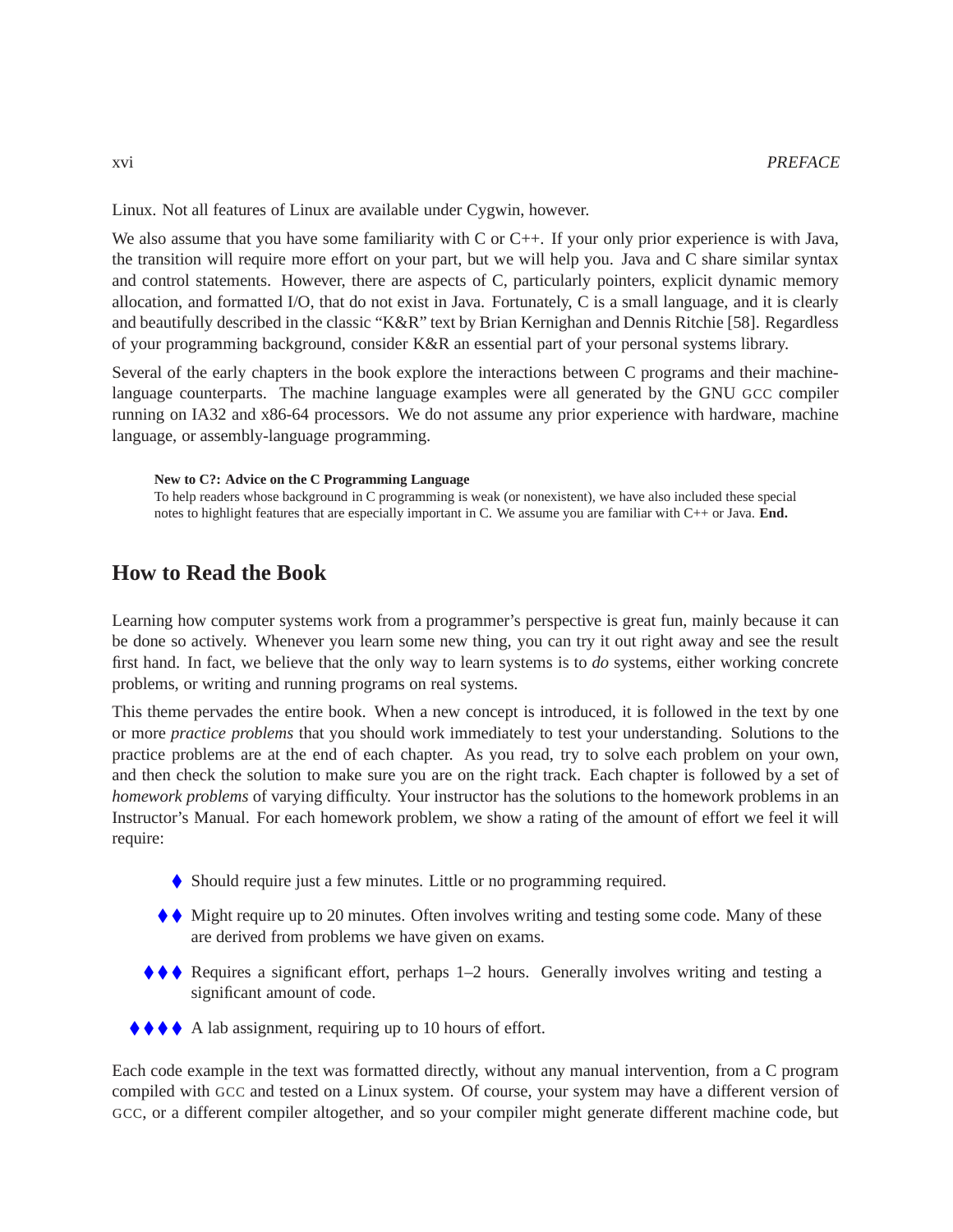Linux. Not all features of Linux are available under Cygwin, however.

We also assume that you have some familiarity with C or C++. If your only prior experience is with Java, the transition will require more effort on your part, but we will help you. Java and C share similar syntax and control statements. However, there are aspects of C, particularly pointers, explicit dynamic memory allocation, and formatted I/O, that do not exist in Java. Fortunately, C is a small language, and it is clearly and beautifully described in the classic "K&R" text by Brian Kernighan and Dennis Ritchie [58]. Regardless of your programming background, consider K&R an essential part of your personal systems library.

Several of the early chapters in the book explore the interactions between C programs and their machine-language counterparts. The machine language examples were all generated by the GNU GCC compiler running on IA32 and x86-64 processors. We do not assume any prior experience with hardware, machine language, or assembly-language programming.

**New to C?: Advice on the C Programming Language**
To help readers whose background in C programming is weak (or nonexistent), we have also included these special notes to highlight features that are especially important in C. We assume you are familiar with C++ or Java. **End.**

## How to Read the Book

Learning how computer systems work from a programmer's perspective is great fun, mainly because it can be done so actively. Whenever you learn some new thing, you can try it out right away and see the result first hand. In fact, we believe that the only way to learn systems is to *do* systems, either working concrete problems, or writing and running programs on real systems.

This theme pervades the entire book. When a new concept is introduced, it is followed in the text by one or more *practice problems* that you should work immediately to test your understanding. Solutions to the practice problems are at the end of each chapter. As you read, try to solve each problem on your own, and then check the solution to make sure you are on the right track. Each chapter is followed by a set of *homework problems* of varying difficulty. Your instructor has the solutions to the homework problems in an Instructor's Manual. For each homework problem, we show a rating of the amount of effort we feel it will require:

- ♦ Should require just a few minutes. Little or no programming required.
- ♦♦ Might require up to 20 minutes. Often involves writing and testing some code. Many of these are derived from problems we have given on exams.
- ♦♦♦ Requires a significant effort, perhaps 1–2 hours. Generally involves writing and testing a significant amount of code.
- ♦♦♦♦ A lab assignment, requiring up to 10 hours of effort.

Each code example in the text was formatted directly, without any manual intervention, from a C program compiled with GCC and tested on a Linux system. Of course, your system may have a different version of GCC, or a different compiler altogether, and so your compiler might generate different machine code, but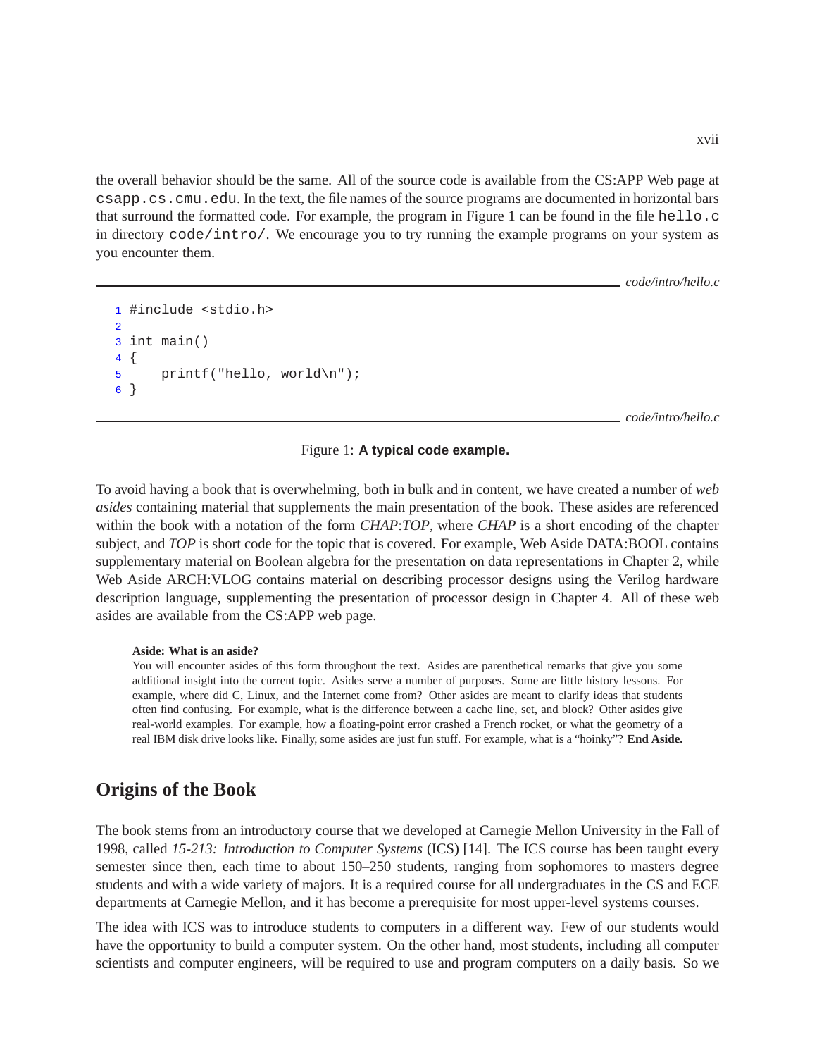the overall behavior should be the same. All of the source code is available from the CS:APP Web page at `csapp.cs.cmu.edu`. In the text, the file names of the source programs are documented in horizontal bars that surround the formatted code. For example, the program in Figure 1 can be found in the file `hello.c` in directory `code/intro/`. We encourage you to try running the example programs on your system as you encounter them.

*code/intro/hello.c*

```
1 #include <stdio.h>
2
3 int main()
4 {
5     printf("hello, world\n");
6 }
```

*code/intro/hello.c*

Figure 1: **A typical code example.**

To avoid having a book that is overwhelming, both in bulk and in content, we have created a number of *web asides* containing material that supplements the main presentation of the book. These asides are referenced within the book with a notation of the form *CHAP*:*TOP*, where *CHAP* is a short encoding of the chapter subject, and *TOP* is short code for the topic that is covered. For example, Web Aside DATA:BOOL contains supplementary material on Boolean algebra for the presentation on data representations in Chapter 2, while Web Aside ARCH:VLOG contains material on describing processor designs using the Verilog hardware description language, supplementing the presentation of processor design in Chapter 4. All of these web asides are available from the CS:APP web page.

**Aside: What is an aside?**

You will encounter asides of this form throughout the text. Asides are parenthetical remarks that give you some additional insight into the current topic. Asides serve a number of purposes. Some are little history lessons. For example, where did C, Linux, and the Internet come from? Other asides are meant to clarify ideas that students often find confusing. For example, what is the difference between a cache line, set, and block? Other asides give real-world examples. For example, how a floating-point error crashed a French rocket, or what the geometry of a real IBM disk drive looks like. Finally, some asides are just fun stuff. For example, what is a "hoinky"? **End Aside.**

## Origins of the Book

The book stems from an introductory course that we developed at Carnegie Mellon University in the Fall of 1998, called *15-213: Introduction to Computer Systems* (ICS) [14]. The ICS course has been taught every semester since then, each time to about 150–250 students, ranging from sophomores to masters degree students and with a wide variety of majors. It is a required course for all undergraduates in the CS and ECE departments at Carnegie Mellon, and it has become a prerequisite for most upper-level systems courses.

The idea with ICS was to introduce students to computers in a different way. Few of our students would have the opportunity to build a computer system. On the other hand, most students, including all computer scientists and computer engineers, will be required to use and program computers on a daily basis. So we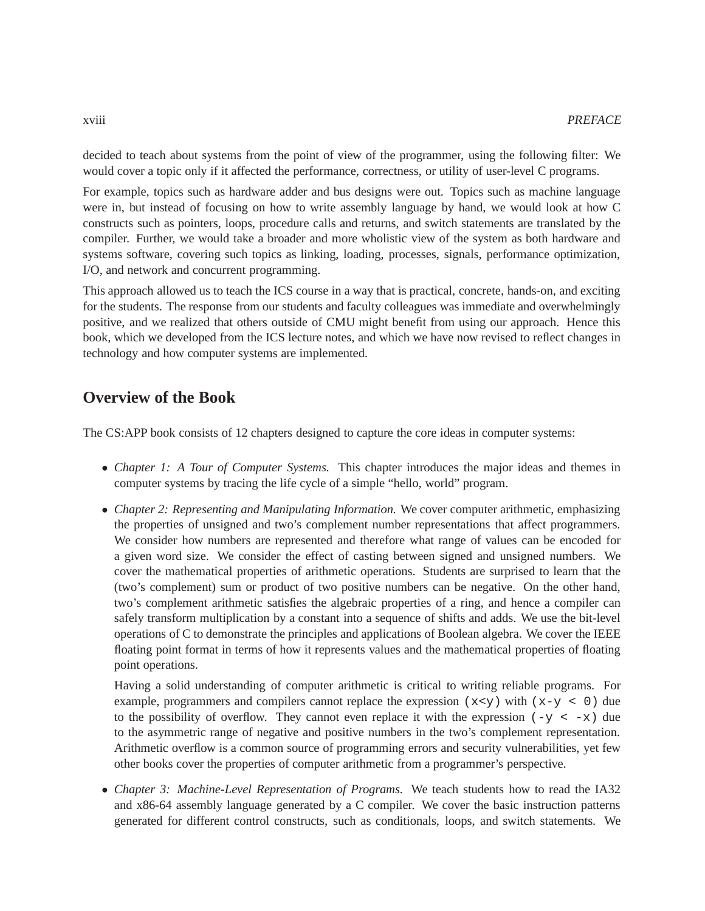decided to teach about systems from the point of view of the programmer, using the following filter: We would cover a topic only if it affected the performance, correctness, or utility of user-level C programs.

For example, topics such as hardware adder and bus designs were out. Topics such as machine language were in, but instead of focusing on how to write assembly language by hand, we would look at how C constructs such as pointers, loops, procedure calls and returns, and switch statements are translated by the compiler. Further, we would take a broader and more wholistic view of the system as both hardware and systems software, covering such topics as linking, loading, processes, signals, performance optimization, I/O, and network and concurrent programming.

This approach allowed us to teach the ICS course in a way that is practical, concrete, hands-on, and exciting for the students. The response from our students and faculty colleagues was immediate and overwhelmingly positive, and we realized that others outside of CMU might benefit from using our approach. Hence this book, which we developed from the ICS lecture notes, and which we have now revised to reflect changes in technology and how computer systems are implemented.

## Overview of the Book

The CS:APP book consists of 12 chapters designed to capture the core ideas in computer systems:

- *Chapter 1: A Tour of Computer Systems.* This chapter introduces the major ideas and themes in computer systems by tracing the life cycle of a simple "hello, world" program.

- *Chapter 2: Representing and Manipulating Information.* We cover computer arithmetic, emphasizing the properties of unsigned and two's complement number representations that affect programmers. We consider how numbers are represented and therefore what range of values can be encoded for a given word size. We consider the effect of casting between signed and unsigned numbers. We cover the mathematical properties of arithmetic operations. Students are surprised to learn that the (two's complement) sum or product of two positive numbers can be negative. On the other hand, two's complement arithmetic satisfies the algebraic properties of a ring, and hence a compiler can safely transform multiplication by a constant into a sequence of shifts and adds. We use the bit-level operations of C to demonstrate the principles and applications of Boolean algebra. We cover the IEEE floating point format in terms of how it represents values and the mathematical properties of floating point operations.

  Having a solid understanding of computer arithmetic is critical to writing reliable programs. For example, programmers and compilers cannot replace the expression `(x<y)` with `(x-y < 0)` due to the possibility of overflow. They cannot even replace it with the expression `(-y < -x)` due to the asymmetric range of negative and positive numbers in the two's complement representation. Arithmetic overflow is a common source of programming errors and security vulnerabilities, yet few other books cover the properties of computer arithmetic from a programmer's perspective.

- *Chapter 3: Machine-Level Representation of Programs.* We teach students how to read the IA32 and x86-64 assembly language generated by a C compiler. We cover the basic instruction patterns generated for different control constructs, such as conditionals, loops, and switch statements. We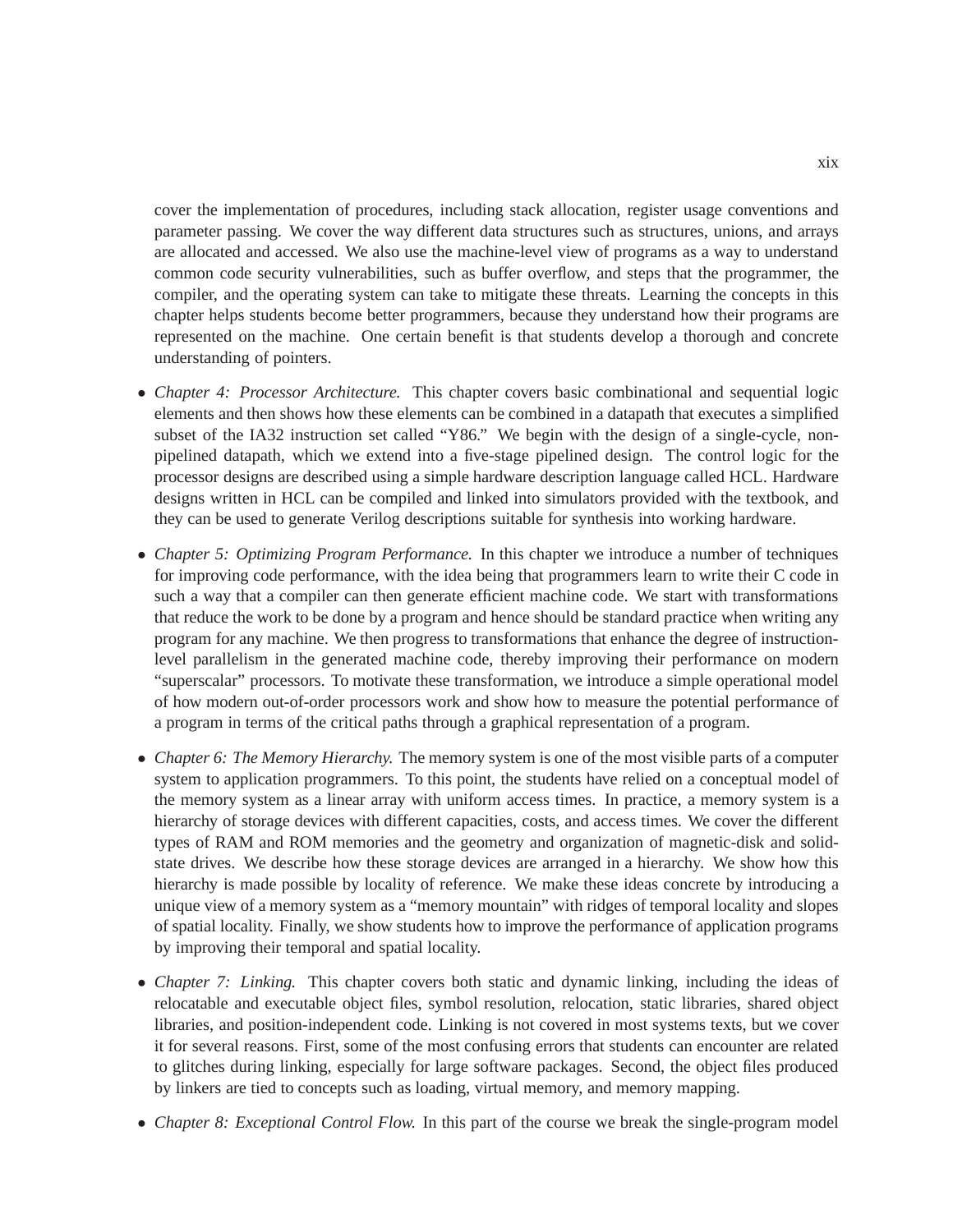cover the implementation of procedures, including stack allocation, register usage conventions and parameter passing. We cover the way different data structures such as structures, unions, and arrays are allocated and accessed. We also use the machine-level view of programs as a way to understand common code security vulnerabilities, such as buffer overflow, and steps that the programmer, the compiler, and the operating system can take to mitigate these threats. Learning the concepts in this chapter helps students become better programmers, because they understand how their programs are represented on the machine. One certain benefit is that students develop a thorough and concrete understanding of pointers.

- *Chapter 4: Processor Architecture.* This chapter covers basic combinational and sequential logic elements and then shows how these elements can be combined in a datapath that executes a simplified subset of the IA32 instruction set called "Y86." We begin with the design of a single-cycle, non-pipelined datapath, which we extend into a five-stage pipelined design. The control logic for the processor designs are described using a simple hardware description language called HCL. Hardware designs written in HCL can be compiled and linked into simulators provided with the textbook, and they can be used to generate Verilog descriptions suitable for synthesis into working hardware.

- *Chapter 5: Optimizing Program Performance.* In this chapter we introduce a number of techniques for improving code performance, with the idea being that programmers learn to write their C code in such a way that a compiler can then generate efficient machine code. We start with transformations that reduce the work to be done by a program and hence should be standard practice when writing any program for any machine. We then progress to transformations that enhance the degree of instruction-level parallelism in the generated machine code, thereby improving their performance on modern "superscalar" processors. To motivate these transformation, we introduce a simple operational model of how modern out-of-order processors work and show how to measure the potential performance of a program in terms of the critical paths through a graphical representation of a program.

- *Chapter 6: The Memory Hierarchy.* The memory system is one of the most visible parts of a computer system to application programmers. To this point, the students have relied on a conceptual model of the memory system as a linear array with uniform access times. In practice, a memory system is a hierarchy of storage devices with different capacities, costs, and access times. We cover the different types of RAM and ROM memories and the geometry and organization of magnetic-disk and solid-state drives. We describe how these storage devices are arranged in a hierarchy. We show how this hierarchy is made possible by locality of reference. We make these ideas concrete by introducing a unique view of a memory system as a "memory mountain" with ridges of temporal locality and slopes of spatial locality. Finally, we show students how to improve the performance of application programs by improving their temporal and spatial locality.

- *Chapter 7: Linking.* This chapter covers both static and dynamic linking, including the ideas of relocatable and executable object files, symbol resolution, relocation, static libraries, shared object libraries, and position-independent code. Linking is not covered in most systems texts, but we cover it for several reasons. First, some of the most confusing errors that students can encounter are related to glitches during linking, especially for large software packages. Second, the object files produced by linkers are tied to concepts such as loading, virtual memory, and memory mapping.

- *Chapter 8: Exceptional Control Flow.* In this part of the course we break the single-program model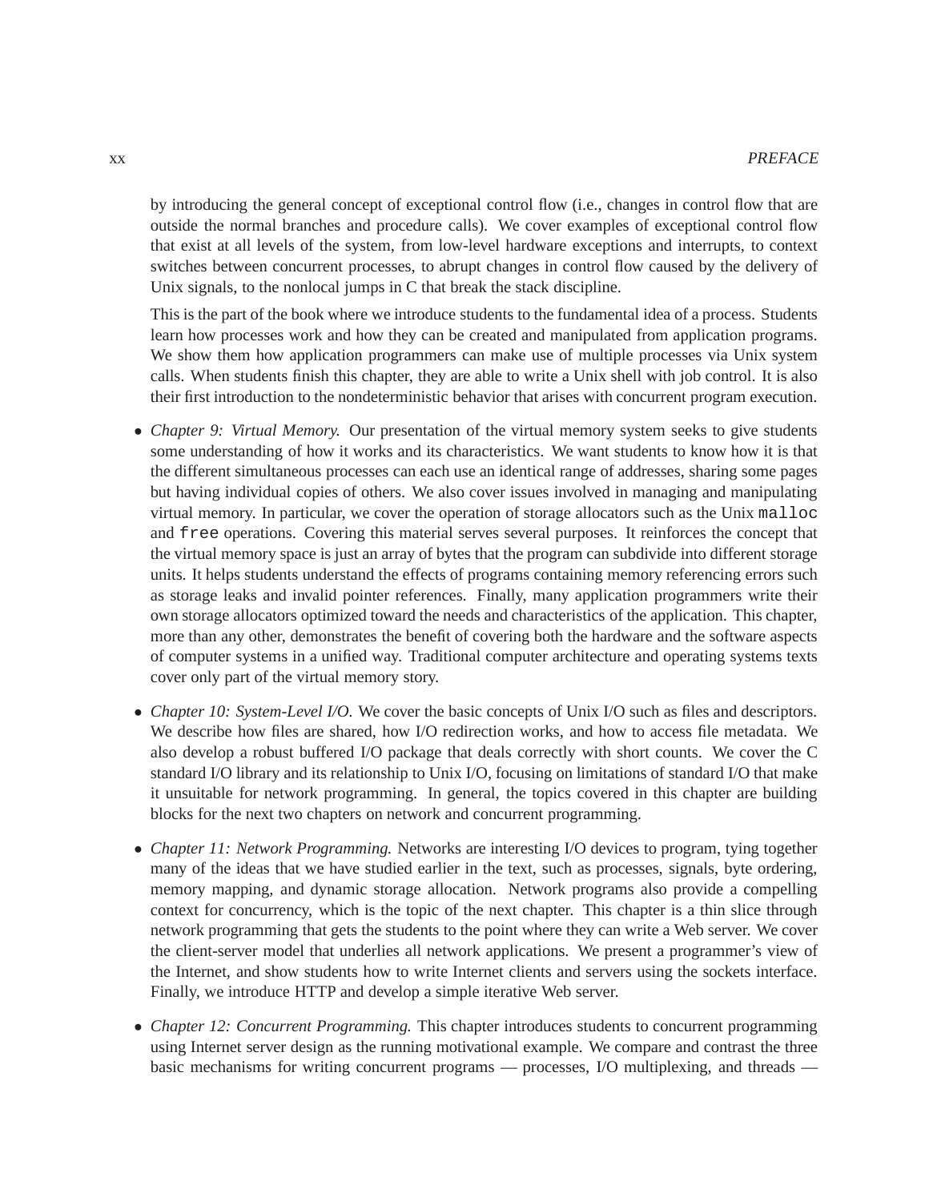by introducing the general concept of exceptional control flow (i.e., changes in control flow that are outside the normal branches and procedure calls). We cover examples of exceptional control flow that exist at all levels of the system, from low-level hardware exceptions and interrupts, to context switches between concurrent processes, to abrupt changes in control flow caused by the delivery of Unix signals, to the nonlocal jumps in C that break the stack discipline.

This is the part of the book where we introduce students to the fundamental idea of a process. Students learn how processes work and how they can be created and manipulated from application programs. We show them how application programmers can make use of multiple processes via Unix system calls. When students finish this chapter, they are able to write a Unix shell with job control. It is also their first introduction to the nondeterministic behavior that arises with concurrent program execution.

- *Chapter 9: Virtual Memory.* Our presentation of the virtual memory system seeks to give students some understanding of how it works and its characteristics. We want students to know how it is that the different simultaneous processes can each use an identical range of addresses, sharing some pages but having individual copies of others. We also cover issues involved in managing and manipulating virtual memory. In particular, we cover the operation of storage allocators such as the Unix `malloc` and `free` operations. Covering this material serves several purposes. It reinforces the concept that the virtual memory space is just an array of bytes that the program can subdivide into different storage units. It helps students understand the effects of programs containing memory referencing errors such as storage leaks and invalid pointer references. Finally, many application programmers write their own storage allocators optimized toward the needs and characteristics of the application. This chapter, more than any other, demonstrates the benefit of covering both the hardware and the software aspects of computer systems in a unified way. Traditional computer architecture and operating systems texts cover only part of the virtual memory story.

- *Chapter 10: System-Level I/O.* We cover the basic concepts of Unix I/O such as files and descriptors. We describe how files are shared, how I/O redirection works, and how to access file metadata. We also develop a robust buffered I/O package that deals correctly with short counts. We cover the C standard I/O library and its relationship to Unix I/O, focusing on limitations of standard I/O that make it unsuitable for network programming. In general, the topics covered in this chapter are building blocks for the next two chapters on network and concurrent programming.

- *Chapter 11: Network Programming.* Networks are interesting I/O devices to program, tying together many of the ideas that we have studied earlier in the text, such as processes, signals, byte ordering, memory mapping, and dynamic storage allocation. Network programs also provide a compelling context for concurrency, which is the topic of the next chapter. This chapter is a thin slice through network programming that gets the students to the point where they can write a Web server. We cover the client-server model that underlies all network applications. We present a programmer's view of the Internet, and show students how to write Internet clients and servers using the sockets interface. Finally, we introduce HTTP and develop a simple iterative Web server.

- *Chapter 12: Concurrent Programming.* This chapter introduces students to concurrent programming using Internet server design as the running motivational example. We compare and contrast the three basic mechanisms for writing concurrent programs — processes, I/O multiplexing, and threads —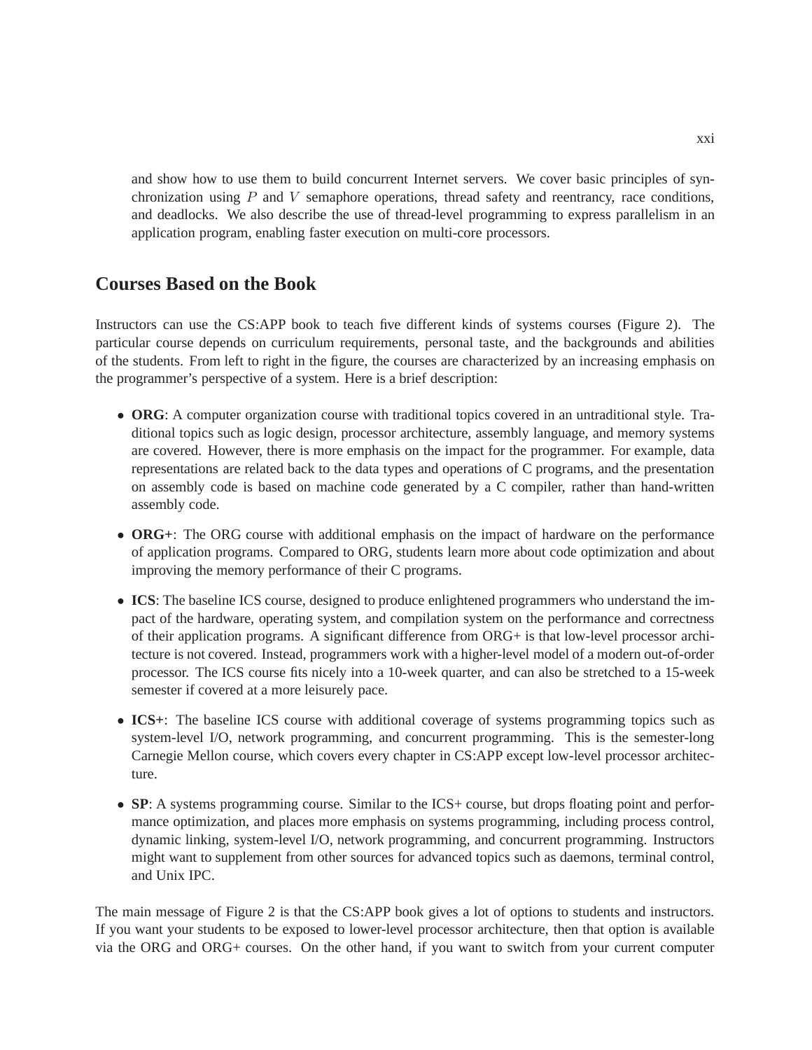and show how to use them to build concurrent Internet servers. We cover basic principles of synchronization using $P$ and $V$ semaphore operations, thread safety and reentrancy, race conditions, and deadlocks. We also describe the use of thread-level programming to express parallelism in an application program, enabling faster execution on multi-core processors.

## Courses Based on the Book

Instructors can use the CS:APP book to teach five different kinds of systems courses (Figure 2). The particular course depends on curriculum requirements, personal taste, and the backgrounds and abilities of the students. From left to right in the figure, the courses are characterized by an increasing emphasis on the programmer's perspective of a system. Here is a brief description:

- **ORG**: A computer organization course with traditional topics covered in an untraditional style. Traditional topics such as logic design, processor architecture, assembly language, and memory systems are covered. However, there is more emphasis on the impact for the programmer. For example, data representations are related back to the data types and operations of C programs, and the presentation on assembly code is based on machine code generated by a C compiler, rather than hand-written assembly code.

- **ORG+**: The ORG course with additional emphasis on the impact of hardware on the performance of application programs. Compared to ORG, students learn more about code optimization and about improving the memory performance of their C programs.

- **ICS**: The baseline ICS course, designed to produce enlightened programmers who understand the impact of the hardware, operating system, and compilation system on the performance and correctness of their application programs. A significant difference from ORG+ is that low-level processor architecture is not covered. Instead, programmers work with a higher-level model of a modern out-of-order processor. The ICS course fits nicely into a 10-week quarter, and can also be stretched to a 15-week semester if covered at a more leisurely pace.

- **ICS+**: The baseline ICS course with additional coverage of systems programming topics such as system-level I/O, network programming, and concurrent programming. This is the semester-long Carnegie Mellon course, which covers every chapter in CS:APP except low-level processor architecture.

- **SP**: A systems programming course. Similar to the ICS+ course, but drops floating point and performance optimization, and places more emphasis on systems programming, including process control, dynamic linking, system-level I/O, network programming, and concurrent programming. Instructors might want to supplement from other sources for advanced topics such as daemons, terminal control, and Unix IPC.

The main message of Figure 2 is that the CS:APP book gives a lot of options to students and instructors. If you want your students to be exposed to lower-level processor architecture, then that option is available via the ORG and ORG+ courses. On the other hand, if you want to switch from your current computer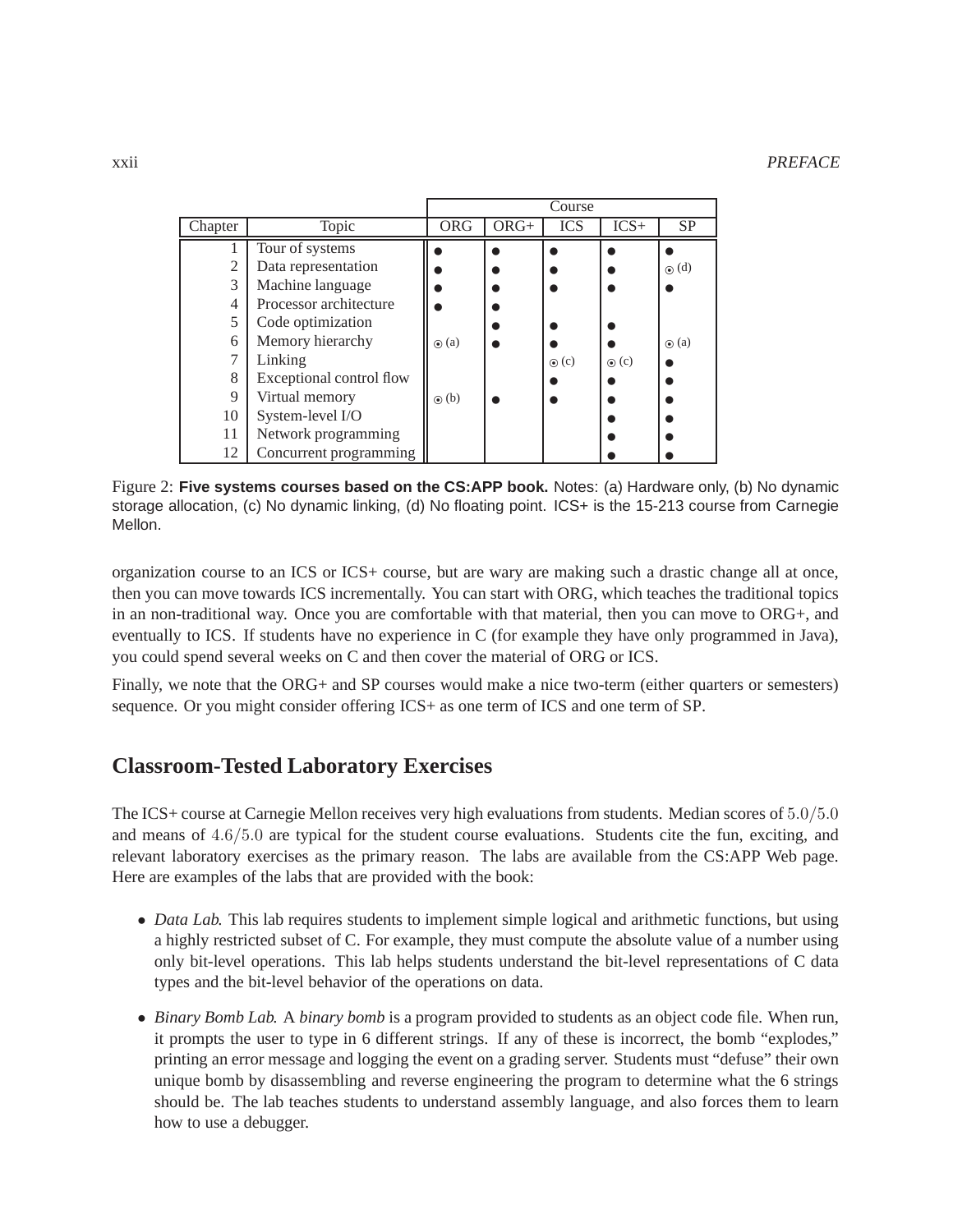| Chapter | Topic | Course | | | | |
|---|---|---|---|---|---|---|
| | | ORG | ORG+ | ICS | ICS+ | SP |
| 1 | Tour of systems | • | • | • | • | • |
| 2 | Data representation | • | • | • | • | ⊙ (d) |
| 3 | Machine language | • | • | • | • | • |
| 4 | Processor architecture | • | • | | | |
| 5 | Code optimization | | • | • | • | |
| 6 | Memory hierarchy | ⊙ (a) | • | • | • | ⊙ (a) |
| 7 | Linking | | | ⊙ (c) | ⊙ (c) | • |
| 8 | Exceptional control flow | | | • | • | • |
| 9 | Virtual memory | ⊙ (b) | • | • | • | • |
| 10 | System-level I/O | | | | • | • |
| 11 | Network programming | | | | • | • |
| 12 | Concurrent programming | | | | • | • |

Figure 2: **Five systems courses based on the CS:APP book.** Notes: (a) Hardware only, (b) No dynamic storage allocation, (c) No dynamic linking, (d) No floating point. ICS+ is the 15-213 course from Carnegie Mellon.

organization course to an ICS or ICS+ course, but are wary are making such a drastic change all at once, then you can move towards ICS incrementally. You can start with ORG, which teaches the traditional topics in an non-traditional way. Once you are comfortable with that material, then you can move to ORG+, and eventually to ICS. If students have no experience in C (for example they have only programmed in Java), you could spend several weeks on C and then cover the material of ORG or ICS.

Finally, we note that the ORG+ and SP courses would make a nice two-term (either quarters or semesters) sequence. Or you might consider offering ICS+ as one term of ICS and one term of SP.

## Classroom-Tested Laboratory Exercises

The ICS+ course at Carnegie Mellon receives very high evaluations from students. Median scores of $5.0/5.0$ and means of $4.6/5.0$ are typical for the student course evaluations. Students cite the fun, exciting, and relevant laboratory exercises as the primary reason. The labs are available from the CS:APP Web page. Here are examples of the labs that are provided with the book:

- *Data Lab*. This lab requires students to implement simple logical and arithmetic functions, but using a highly restricted subset of C. For example, they must compute the absolute value of a number using only bit-level operations. This lab helps students understand the bit-level representations of C data types and the bit-level behavior of the operations on data.
- *Binary Bomb Lab*. A *binary bomb* is a program provided to students as an object code file. When run, it prompts the user to type in 6 different strings. If any of these is incorrect, the bomb "explodes," printing an error message and logging the event on a grading server. Students must "defuse" their own unique bomb by disassembling and reverse engineering the program to determine what the 6 strings should be. The lab teaches students to understand assembly language, and also forces them to learn how to use a debugger.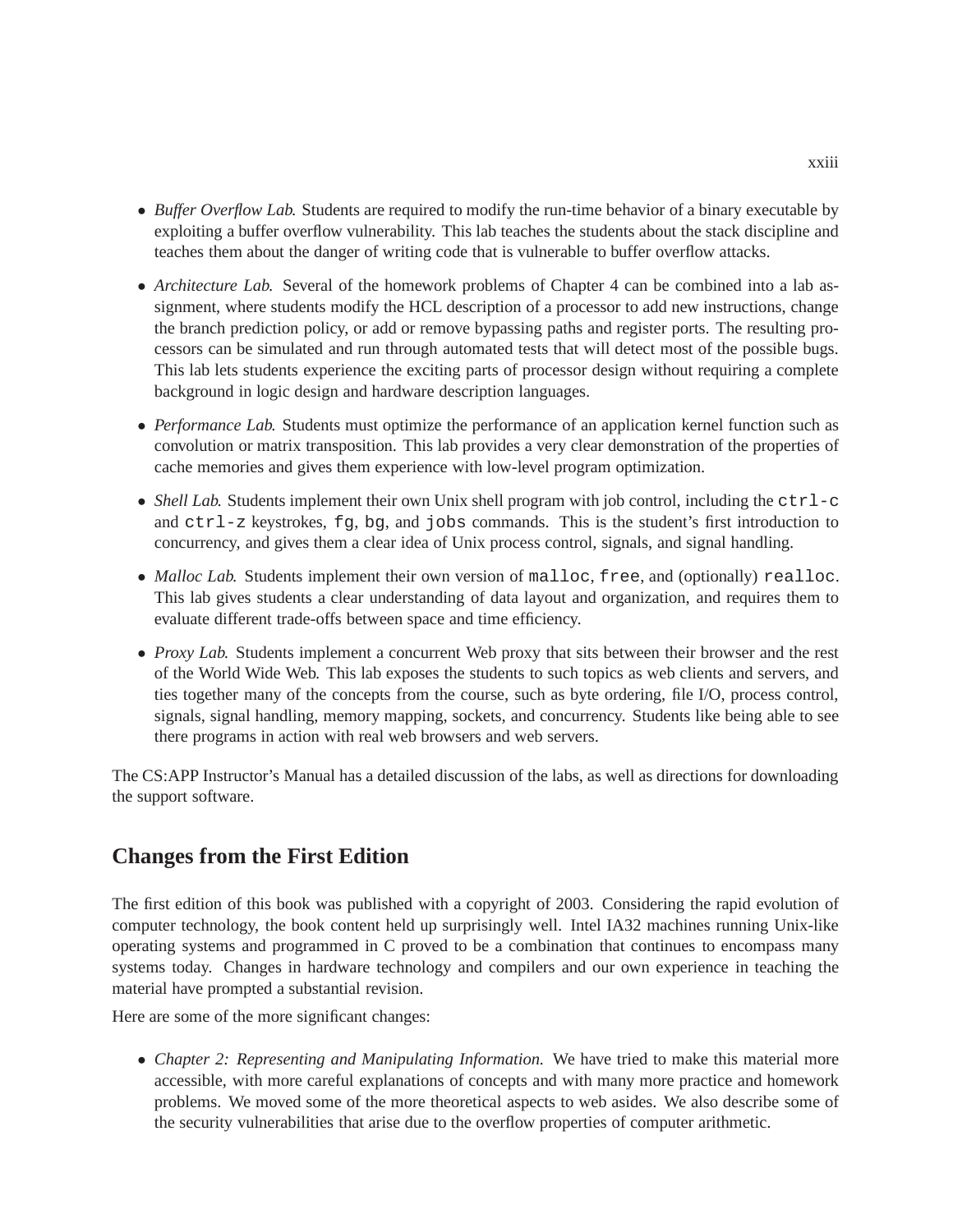- *Buffer Overflow Lab*. Students are required to modify the run-time behavior of a binary executable by exploiting a buffer overflow vulnerability. This lab teaches the students about the stack discipline and teaches them about the danger of writing code that is vulnerable to buffer overflow attacks.

- *Architecture Lab*. Several of the homework problems of Chapter 4 can be combined into a lab assignment, where students modify the HCL description of a processor to add new instructions, change the branch prediction policy, or add or remove bypassing paths and register ports. The resulting processors can be simulated and run through automated tests that will detect most of the possible bugs. This lab lets students experience the exciting parts of processor design without requiring a complete background in logic design and hardware description languages.

- *Performance Lab*. Students must optimize the performance of an application kernel function such as convolution or matrix transposition. This lab provides a very clear demonstration of the properties of cache memories and gives them experience with low-level program optimization.

- *Shell Lab*. Students implement their own Unix shell program with job control, including the `ctrl-c` and `ctrl-z` keystrokes, `fg`, `bg`, and `jobs` commands. This is the student's first introduction to concurrency, and gives them a clear idea of Unix process control, signals, and signal handling.

- *Malloc Lab*. Students implement their own version of `malloc`, `free`, and (optionally) `realloc`. This lab gives students a clear understanding of data layout and organization, and requires them to evaluate different trade-offs between space and time efficiency.

- *Proxy Lab*. Students implement a concurrent Web proxy that sits between their browser and the rest of the World Wide Web. This lab exposes the students to such topics as web clients and servers, and ties together many of the concepts from the course, such as byte ordering, file I/O, process control, signals, signal handling, memory mapping, sockets, and concurrency. Students like being able to see there programs in action with real web browsers and web servers.

The CS:APP Instructor's Manual has a detailed discussion of the labs, as well as directions for downloading the support software.

## Changes from the First Edition

The first edition of this book was published with a copyright of 2003. Considering the rapid evolution of computer technology, the book content held up surprisingly well. Intel IA32 machines running Unix-like operating systems and programmed in C proved to be a combination that continues to encompass many systems today. Changes in hardware technology and compilers and our own experience in teaching the material have prompted a substantial revision.

Here are some of the more significant changes:

- *Chapter 2: Representing and Manipulating Information.* We have tried to make this material more accessible, with more careful explanations of concepts and with many more practice and homework problems. We moved some of the more theoretical aspects to web asides. We also describe some of the security vulnerabilities that arise due to the overflow properties of computer arithmetic.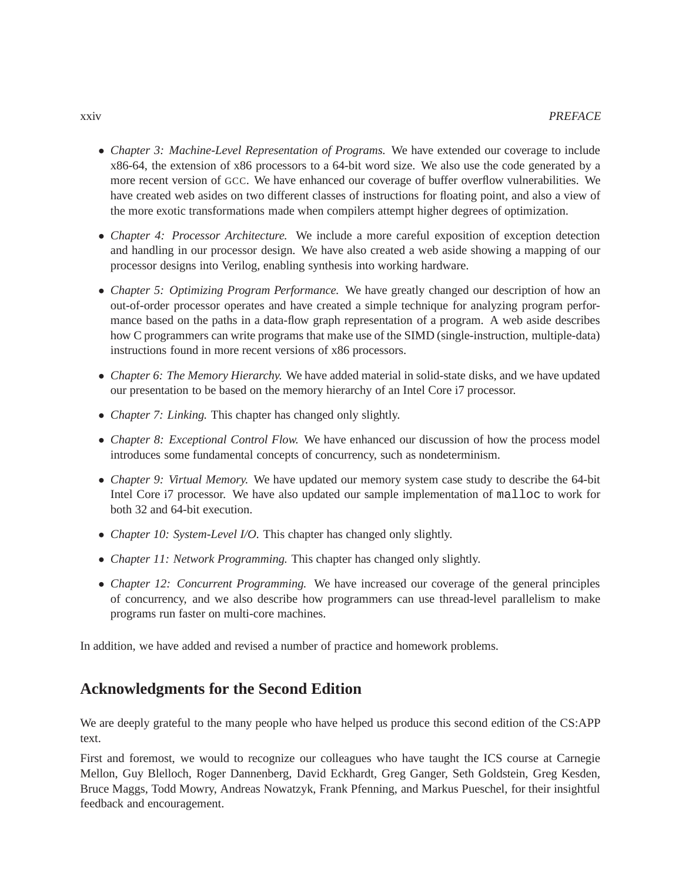- *Chapter 3: Machine-Level Representation of Programs.* We have extended our coverage to include x86-64, the extension of x86 processors to a 64-bit word size. We also use the code generated by a more recent version of GCC. We have enhanced our coverage of buffer overflow vulnerabilities. We have created web asides on two different classes of instructions for floating point, and also a view of the more exotic transformations made when compilers attempt higher degrees of optimization.
- *Chapter 4: Processor Architecture.* We include a more careful exposition of exception detection and handling in our processor design. We have also created a web aside showing a mapping of our processor designs into Verilog, enabling synthesis into working hardware.
- *Chapter 5: Optimizing Program Performance.* We have greatly changed our description of how an out-of-order processor operates and have created a simple technique for analyzing program performance based on the paths in a data-flow graph representation of a program. A web aside describes how C programmers can write programs that make use of the SIMD (single-instruction, multiple-data) instructions found in more recent versions of x86 processors.
- *Chapter 6: The Memory Hierarchy.* We have added material in solid-state disks, and we have updated our presentation to be based on the memory hierarchy of an Intel Core i7 processor.
- *Chapter 7: Linking.* This chapter has changed only slightly.
- *Chapter 8: Exceptional Control Flow.* We have enhanced our discussion of how the process model introduces some fundamental concepts of concurrency, such as nondeterminism.
- *Chapter 9: Virtual Memory.* We have updated our memory system case study to describe the 64-bit Intel Core i7 processor. We have also updated our sample implementation of `malloc` to work for both 32 and 64-bit execution.
- *Chapter 10: System-Level I/O.* This chapter has changed only slightly.
- *Chapter 11: Network Programming.* This chapter has changed only slightly.
- *Chapter 12: Concurrent Programming.* We have increased our coverage of the general principles of concurrency, and we also describe how programmers can use thread-level parallelism to make programs run faster on multi-core machines.

In addition, we have added and revised a number of practice and homework problems.

## Acknowledgments for the Second Edition

We are deeply grateful to the many people who have helped us produce this second edition of the CS:APP text.

First and foremost, we would to recognize our colleagues who have taught the ICS course at Carnegie Mellon, Guy Blelloch, Roger Dannenberg, David Eckhardt, Greg Ganger, Seth Goldstein, Greg Kesden, Bruce Maggs, Todd Mowry, Andreas Nowatzyk, Frank Pfenning, and Markus Pueschel, for their insightful feedback and encouragement.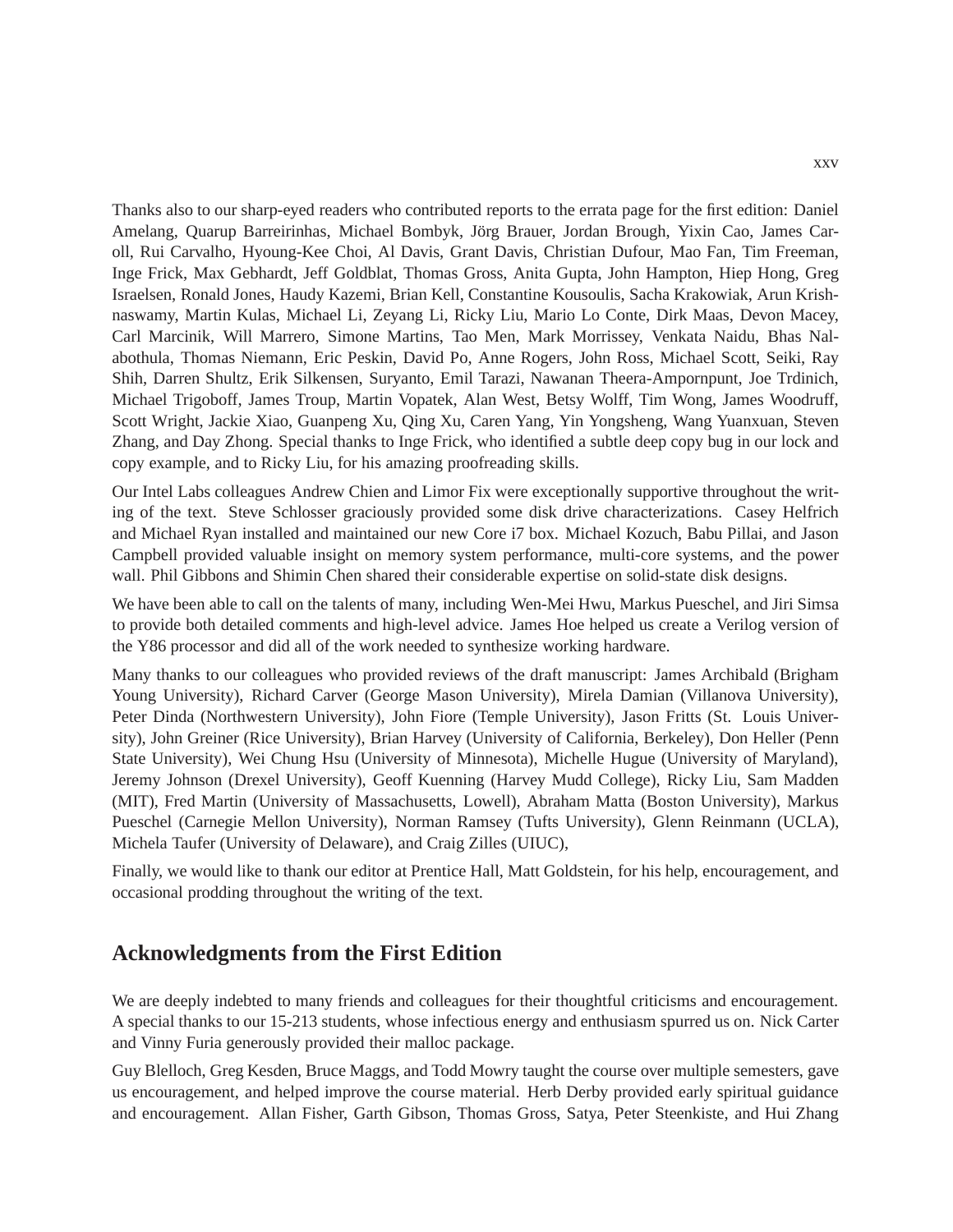Thanks also to our sharp-eyed readers who contributed reports to the errata page for the first edition: Daniel Amelang, Quarup Barreirinhas, Michael Bombyk, Jörg Brauer, Jordan Brough, Yixin Cao, James Caroll, Rui Carvalho, Hyoung-Kee Choi, Al Davis, Grant Davis, Christian Dufour, Mao Fan, Tim Freeman, Inge Frick, Max Gebhardt, Jeff Goldblat, Thomas Gross, Anita Gupta, John Hampton, Hiep Hong, Greg Israelsen, Ronald Jones, Haudy Kazemi, Brian Kell, Constantine Kousoulis, Sacha Krakowiak, Arun Krishnaswamy, Martin Kulas, Michael Li, Zeyang Li, Ricky Liu, Mario Lo Conte, Dirk Maas, Devon Macey, Carl Marcinik, Will Marrero, Simone Martins, Tao Men, Mark Morrissey, Venkata Naidu, Bhas Nalabothula, Thomas Niemann, Eric Peskin, David Po, Anne Rogers, John Ross, Michael Scott, Seiki, Ray Shih, Darren Shultz, Erik Silkensen, Suryanto, Emil Tarazi, Nawanan Theera-Ampornpunt, Joe Trdinich, Michael Trigoboff, James Troup, Martin Vopatek, Alan West, Betsy Wolff, Tim Wong, James Woodruff, Scott Wright, Jackie Xiao, Guanpeng Xu, Qing Xu, Caren Yang, Yin Yongsheng, Wang Yuanxuan, Steven Zhang, and Day Zhong. Special thanks to Inge Frick, who identified a subtle deep copy bug in our lock and copy example, and to Ricky Liu, for his amazing proofreading skills.

Our Intel Labs colleagues Andrew Chien and Limor Fix were exceptionally supportive throughout the writing of the text. Steve Schlosser graciously provided some disk drive characterizations. Casey Helfrich and Michael Ryan installed and maintained our new Core i7 box. Michael Kozuch, Babu Pillai, and Jason Campbell provided valuable insight on memory system performance, multi-core systems, and the power wall. Phil Gibbons and Shimin Chen shared their considerable expertise on solid-state disk designs.

We have been able to call on the talents of many, including Wen-Mei Hwu, Markus Pueschel, and Jiri Simsa to provide both detailed comments and high-level advice. James Hoe helped us create a Verilog version of the Y86 processor and did all of the work needed to synthesize working hardware.

Many thanks to our colleagues who provided reviews of the draft manuscript: James Archibald (Brigham Young University), Richard Carver (George Mason University), Mirela Damian (Villanova University), Peter Dinda (Northwestern University), John Fiore (Temple University), Jason Fritts (St. Louis University), John Greiner (Rice University), Brian Harvey (University of California, Berkeley), Don Heller (Penn State University), Wei Chung Hsu (University of Minnesota), Michelle Hugue (University of Maryland), Jeremy Johnson (Drexel University), Geoff Kuenning (Harvey Mudd College), Ricky Liu, Sam Madden (MIT), Fred Martin (University of Massachusetts, Lowell), Abraham Matta (Boston University), Markus Pueschel (Carnegie Mellon University), Norman Ramsey (Tufts University), Glenn Reinmann (UCLA), Michela Taufer (University of Delaware), and Craig Zilles (UIUC),

Finally, we would like to thank our editor at Prentice Hall, Matt Goldstein, for his help, encouragement, and occasional prodding throughout the writing of the text.

## Acknowledgments from the First Edition

We are deeply indebted to many friends and colleagues for their thoughtful criticisms and encouragement. A special thanks to our 15-213 students, whose infectious energy and enthusiasm spurred us on. Nick Carter and Vinny Furia generously provided their malloc package.

Guy Blelloch, Greg Kesden, Bruce Maggs, and Todd Mowry taught the course over multiple semesters, gave us encouragement, and helped improve the course material. Herb Derby provided early spiritual guidance and encouragement. Allan Fisher, Garth Gibson, Thomas Gross, Satya, Peter Steenkiste, and Hui Zhang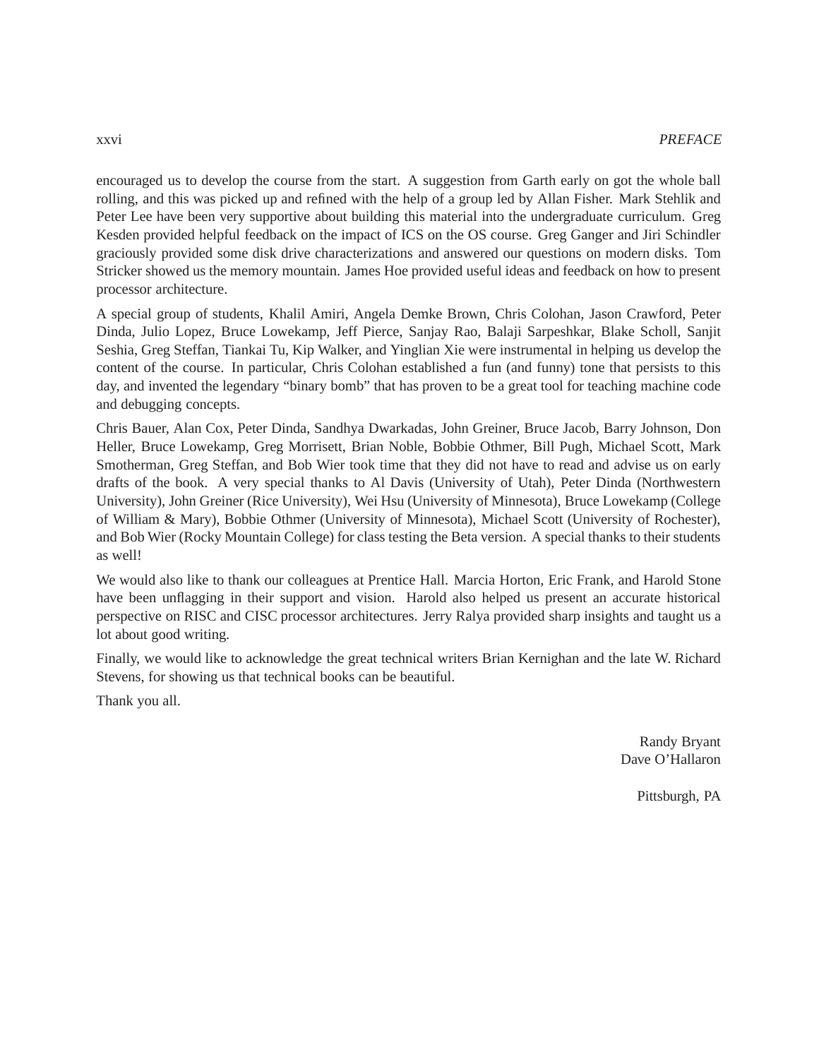encouraged us to develop the course from the start. A suggestion from Garth early on got the whole ball rolling, and this was picked up and refined with the help of a group led by Allan Fisher. Mark Stehlik and Peter Lee have been very supportive about building this material into the undergraduate curriculum. Greg Kesden provided helpful feedback on the impact of ICS on the OS course. Greg Ganger and Jiri Schindler graciously provided some disk drive characterizations and answered our questions on modern disks. Tom Stricker showed us the memory mountain. James Hoe provided useful ideas and feedback on how to present processor architecture.

A special group of students, Khalil Amiri, Angela Demke Brown, Chris Colohan, Jason Crawford, Peter Dinda, Julio Lopez, Bruce Lowekamp, Jeff Pierce, Sanjay Rao, Balaji Sarpeshkar, Blake Scholl, Sanjit Seshia, Greg Steffan, Tiankai Tu, Kip Walker, and Yinglian Xie were instrumental in helping us develop the content of the course. In particular, Chris Colohan established a fun (and funny) tone that persists to this day, and invented the legendary "binary bomb" that has proven to be a great tool for teaching machine code and debugging concepts.

Chris Bauer, Alan Cox, Peter Dinda, Sandhya Dwarkadas, John Greiner, Bruce Jacob, Barry Johnson, Don Heller, Bruce Lowekamp, Greg Morrisett, Brian Noble, Bobbie Othmer, Bill Pugh, Michael Scott, Mark Smotherman, Greg Steffan, and Bob Wier took time that they did not have to read and advise us on early drafts of the book. A very special thanks to Al Davis (University of Utah), Peter Dinda (Northwestern University), John Greiner (Rice University), Wei Hsu (University of Minnesota), Bruce Lowekamp (College of William & Mary), Bobbie Othmer (University of Minnesota), Michael Scott (University of Rochester), and Bob Wier (Rocky Mountain College) for class testing the Beta version. A special thanks to their students as well!

We would also like to thank our colleagues at Prentice Hall. Marcia Horton, Eric Frank, and Harold Stone have been unflagging in their support and vision. Harold also helped us present an accurate historical perspective on RISC and CISC processor architectures. Jerry Ralya provided sharp insights and taught us a lot about good writing.

Finally, we would like to acknowledge the great technical writers Brian Kernighan and the late W. Richard Stevens, for showing us that technical books can be beautiful.

Thank you all.

Randy Bryant
Dave O'Hallaron

Pittsburgh, PA